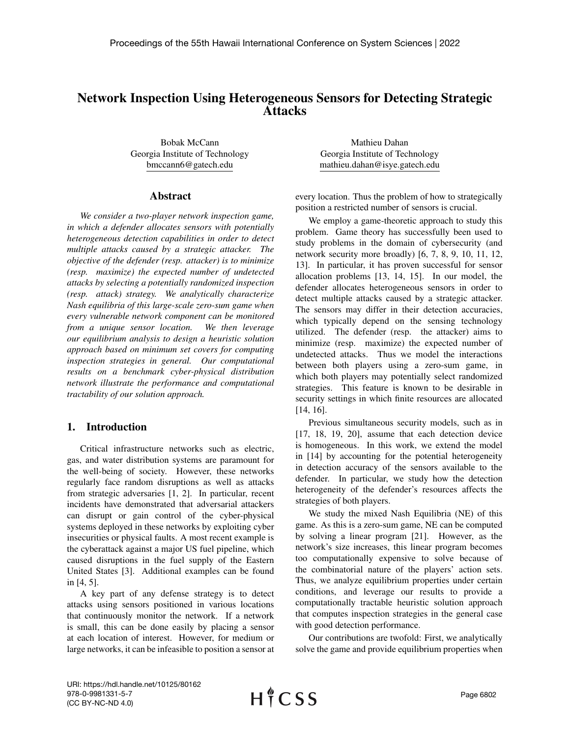# Network Inspection Using Heterogeneous Sensors for Detecting Strategic Attacks

Bobak McCann
Georgia Institute of Technology
bmccann6@gatech.edu

Mathieu Dahan
Georgia Institute of Technology
mathieu.dahan@isye.gatech.edu

## Abstract

*We consider a two-player network inspection game, in which a defender allocates sensors with potentially heterogeneous detection capabilities in order to detect multiple attacks caused by a strategic attacker. The objective of the defender (resp. attacker) is to minimize (resp. maximize) the expected number of undetected attacks by selecting a potentially randomized inspection (resp. attack) strategy. We analytically characterize Nash equilibria of this large-scale zero-sum game when every vulnerable network component can be monitored from a unique sensor location. We then leverage our equilibrium analysis to design a heuristic solution approach based on minimum set covers for computing inspection strategies in general. Our computational results on a benchmark cyber-physical distribution network illustrate the performance and computational tractability of our solution approach.*

## 1. Introduction

Critical infrastructure networks such as electric, gas, and water distribution systems are paramount for the well-being of society. However, these networks regularly face random disruptions as well as attacks from strategic adversaries [1, 2]. In particular, recent incidents have demonstrated that adversarial attackers can disrupt or gain control of the cyber-physical systems deployed in these networks by exploiting cyber insecurities or physical faults. A most recent example is the cyberattack against a major US fuel pipeline, which caused disruptions in the fuel supply of the Eastern United States [3]. Additional examples can be found in [4, 5].

A key part of any defense strategy is to detect attacks using sensors positioned in various locations that continuously monitor the network. If a network is small, this can be done easily by placing a sensor at each location of interest. However, for medium or large networks, it can be infeasible to position a sensor at every location. Thus the problem of how to strategically position a restricted number of sensors is crucial.

We employ a game-theoretic approach to study this problem. Game theory has successfully been used to study problems in the domain of cybersecurity (and network security more broadly) [6, 7, 8, 9, 10, 11, 12, 13]. In particular, it has proven successful for sensor allocation problems [13, 14, 15]. In our model, the defender allocates heterogeneous sensors in order to detect multiple attacks caused by a strategic attacker. The sensors may differ in their detection accuracies, which typically depend on the sensing technology utilized. The defender (resp. the attacker) aims to minimize (resp. maximize) the expected number of undetected attacks. Thus we model the interactions between both players using a zero-sum game, in which both players may potentially select randomized strategies. This feature is known to be desirable in security settings in which finite resources are allocated [14, 16].

Previous simultaneous security models, such as in [17, 18, 19, 20], assume that each detection device is homogeneous. In this work, we extend the model in [14] by accounting for the potential heterogeneity in detection accuracy of the sensors available to the defender. In particular, we study how the detection heterogeneity of the defender's resources affects the strategies of both players.

We study the mixed Nash Equilibria (NE) of this game. As this is a zero-sum game, NE can be computed by solving a linear program [21]. However, as the network's size increases, this linear program becomes too computationally expensive to solve because of the combinatorial nature of the players' action sets. Thus, we analyze equilibrium properties under certain conditions, and leverage our results to provide a computationally tractable heuristic solution approach that computes inspection strategies in the general case with good detection performance.

Our contributions are twofold: First, we analytically solve the game and provide equilibrium properties when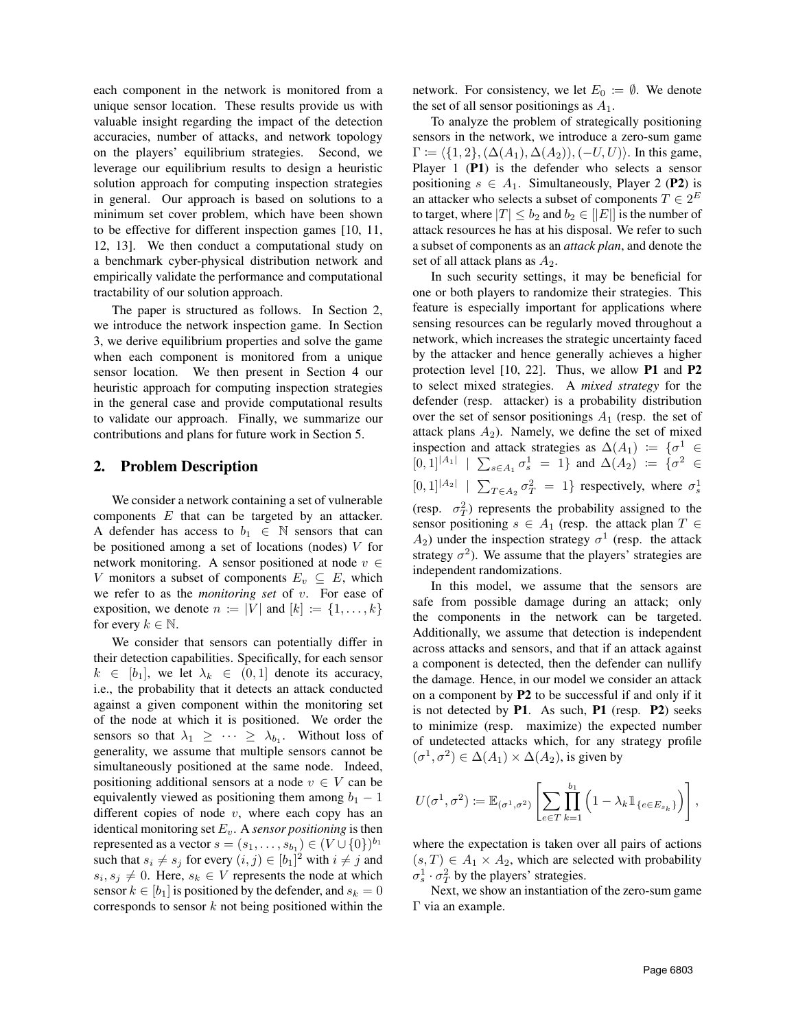each component in the network is monitored from a unique sensor location. These results provide us with valuable insight regarding the impact of the detection accuracies, number of attacks, and network topology on the players' equilibrium strategies. Second, we leverage our equilibrium results to design a heuristic solution approach for computing inspection strategies in general. Our approach is based on solutions to a minimum set cover problem, which have been shown to be effective for different inspection games [10, 11, 12, 13]. We then conduct a computational study on a benchmark cyber-physical distribution network and empirically validate the performance and computational tractability of our solution approach.

The paper is structured as follows. In Section 2, we introduce the network inspection game. In Section 3, we derive equilibrium properties and solve the game when each component is monitored from a unique sensor location. We then present in Section 4 our heuristic approach for computing inspection strategies in the general case and provide computational results to validate our approach. Finally, we summarize our contributions and plans for future work in Section 5.

## 2. Problem Description

We consider a network containing a set of vulnerable components $E$ that can be targeted by an attacker. A defender has access to $b_1 \in \mathbb{N}$ sensors that can be positioned among a set of locations (nodes) $V$ for network monitoring. A sensor positioned at node $v \in V$ monitors a subset of components $E_v \subseteq E$, which we refer to as the *monitoring set* of $v$. For ease of exposition, we denote $n := |V|$ and $[k] := \{1, \ldots, k\}$ for every $k \in \mathbb{N}$.

We consider that sensors can potentially differ in their detection capabilities. Specifically, for each sensor $k \in [b_1]$, we let $\lambda_k \in (0, 1]$ denote its accuracy, i.e., the probability that it detects an attack conducted against a given component within the monitoring set of the node at which it is positioned. We order the sensors so that $\lambda_1 \geq \cdots \geq \lambda_{b_1}$. Without loss of generality, we assume that multiple sensors cannot be simultaneously positioned at the same node. Indeed, positioning additional sensors at a node $v \in V$ can be equivalently viewed as positioning them among $b_1 - 1$ different copies of node $v$, where each copy has an identical monitoring set $E_v$. A *sensor positioning* is then represented as a vector $s = (s_1, \ldots, s_{b_1}) \in (V \cup \{0\})^{b_1}$ such that $s_i \neq s_j$ for every $(i, j) \in [b_1]^2$ with $i \neq j$ and $s_i, s_j \neq 0$. Here, $s_k \in V$ represents the node at which sensor $k \in [b_1]$ is positioned by the defender, and $s_k = 0$ corresponds to sensor $k$ not being positioned within the network. For consistency, we let $E_0 := \emptyset$. We denote the set of all sensor positionings as $A_1$.

To analyze the problem of strategically positioning sensors in the network, we introduce a zero-sum game $\Gamma := \langle \{1, 2\}, (\Delta(A_1), \Delta(A_2)), (-U, U) \rangle$. In this game, Player 1 (**P1**) is the defender who selects a sensor positioning $s \in A_1$. Simultaneously, Player 2 (**P2**) is an attacker who selects a subset of components $T \in 2^E$ to target, where $|T| \leq b_2$ and $b_2 \in [|E|]$ is the number of attack resources he has at his disposal. We refer to such a subset of components as an *attack plan*, and denote the set of all attack plans as $A_2$.

In such security settings, it may be beneficial for one or both players to randomize their strategies. This feature is especially important for applications where sensing resources can be regularly moved throughout a network, which increases the strategic uncertainty faced by the attacker and hence generally achieves a higher protection level [10, 22]. Thus, we allow **P1** and **P2** to select mixed strategies. A *mixed strategy* for the defender (resp. attacker) is a probability distribution over the set of sensor positionings $A_1$ (resp. the set of attack plans $A_2$). Namely, we define the set of mixed inspection and attack strategies as $\Delta(A_1) := \{\sigma^1 \in [0, 1]^{|A_1|} \mid \sum_{s \in A_1} \sigma^1_s = 1\}$ and $\Delta(A_2) := \{\sigma^2 \in [0, 1]^{|A_2|} \mid \sum_{T \in A_2} \sigma^2_T = 1\}$ respectively, where $\sigma^1_s$ (resp. $\sigma^2_T$) represents the probability assigned to the sensor positioning $s \in A_1$ (resp. the attack plan $T \in A_2$) under the inspection strategy $\sigma^1$ (resp. the attack strategy $\sigma^2$). We assume that the players' strategies are independent randomizations.

In this model, we assume that the sensors are safe from possible damage during an attack; only the components in the network can be targeted. Additionally, we assume that detection is independent across attacks and sensors, and that if an attack against a component is detected, then the defender can nullify the damage. Hence, in our model we consider an attack on a component by **P2** to be successful if and only if it is not detected by **P1**. As such, **P1** (resp. **P2**) seeks to minimize (resp. maximize) the expected number of undetected attacks which, for any strategy profile $(\sigma^1, \sigma^2) \in \Delta(A_1) \times \Delta(A_2)$, is given by

$$U(\sigma^1, \sigma^2) := \mathbb{E}_{(\sigma^1, \sigma^2)} \left[ \sum_{e \in T} \prod_{k=1}^{b_1} \left( 1 - \lambda_k \mathbb{1}_{\{e \in E_{s_k}\}} \right) \right],$$

where the expectation is taken over all pairs of actions $(s, T) \in A_1 \times A_2$, which are selected with probability $\sigma^1_s \cdot \sigma^2_T$ by the players' strategies.

Next, we show an instantiation of the zero-sum game $\Gamma$ via an example.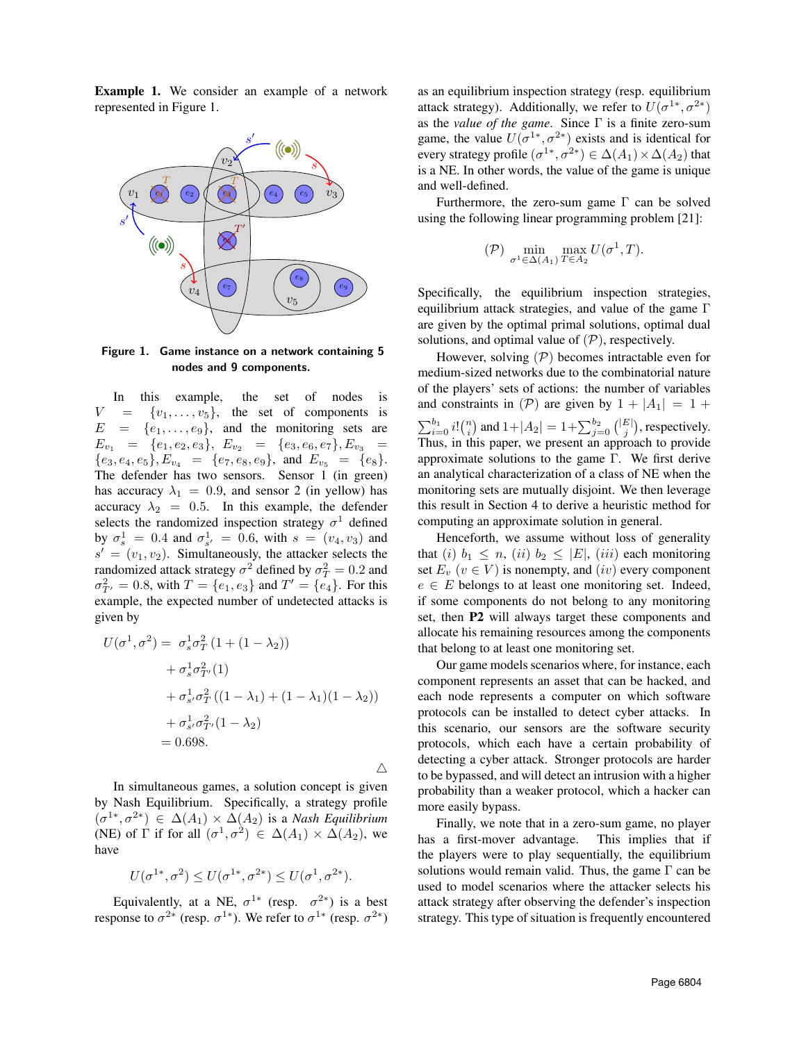**Example 1.** We consider an example of a network represented in Figure 1.

Figure 1. Game instance on a network containing 5 nodes and 9 components.

In this example, the set of nodes is $V = \{v_1, \dots, v_5\}$, the set of components is $E = \{e_1, \dots, e_9\}$, and the monitoring sets are $E_{v_1} = \{e_1, e_2, e_3\}$, $E_{v_2} = \{e_3, e_6, e_7\}$, $E_{v_3} = \{e_3, e_4, e_5\}$, $E_{v_4} = \{e_7, e_8, e_9\}$, and $E_{v_5} = \{e_8\}$. The defender has two sensors. Sensor 1 (in green) has accuracy $\lambda_1 = 0.9$, and sensor 2 (in yellow) has accuracy $\lambda_2 = 0.5$. In this example, the defender selects the randomized inspection strategy $\sigma^1$ defined by $\sigma^1_s = 0.4$ and $\sigma^1_{s'} = 0.6$, with $s = (v_4, v_3)$ and $s' = (v_1, v_2)$. Simultaneously, the attacker selects the randomized attack strategy $\sigma^2$ defined by $\sigma^2_T = 0.2$ and $\sigma^2_{T'} = 0.8$, with $T = \{e_1, e_3\}$ and $T' = \{e_4\}$. For this example, the expected number of undetected attacks is given by

$$
\begin{aligned}
U(\sigma^1, \sigma^2) = \; & \sigma^1_s \sigma^2_T (1 + (1 - \lambda_2)) \\
& + \sigma^1_s \sigma^2_{T'} (1) \\
& + \sigma^1_{s'} \sigma^2_T ((1 - \lambda_1) + (1 - \lambda_1)(1 - \lambda_2)) \\
& + \sigma^1_{s'} \sigma^2_{T'} (1 - \lambda_2) \\
= \; & 0.698.
\end{aligned}
$$

△

In simultaneous games, a solution concept is given by Nash Equilibrium. Specifically, a strategy profile $(\sigma^{1*}, \sigma^{2*}) \in \Delta(A_1) \times \Delta(A_2)$ is a *Nash Equilibrium* (NE) of $\Gamma$ if for all $(\sigma^1, \sigma^2) \in \Delta(A_1) \times \Delta(A_2)$, we have

$$
U(\sigma^{1*}, \sigma^2) \leq U(\sigma^{1*}, \sigma^{2*}) \leq U(\sigma^1, \sigma^{2*}).
$$

Equivalently, at a NE, $\sigma^{1*}$ (resp. $\sigma^{2*}$) is a best response to $\sigma^{2*}$ (resp. $\sigma^{1*}$). We refer to $\sigma^{1*}$ (resp. $\sigma^{2*}$) as an equilibrium inspection strategy (resp. equilibrium attack strategy). Additionally, we refer to $U(\sigma^{1*}, \sigma^{2*})$ as the *value of the game*. Since $\Gamma$ is a finite zero-sum game, the value $U(\sigma^{1*}, \sigma^{2*})$ exists and is identical for every strategy profile $(\sigma^{1*}, \sigma^{2*}) \in \Delta(A_1) \times \Delta(A_2)$ that is a NE. In other words, the value of the game is unique and well-defined.

Furthermore, the zero-sum game $\Gamma$ can be solved using the following linear programming problem [21]:

$$
(\mathcal{P}) \quad \min_{\sigma^1 \in \Delta(A_1)} \max_{T \in A_2} U(\sigma^1, T).
$$

Specifically, the equilibrium inspection strategies, equilibrium attack strategies, and value of the game $\Gamma$ are given by the optimal primal solutions, optimal dual solutions, and optimal value of $(\mathcal{P})$, respectively.

However, solving $(\mathcal{P})$ becomes intractable even for medium-sized networks due to the combinatorial nature of the players' sets of actions: the number of variables and constraints in $(\mathcal{P})$ are given by $1 + |A_1| = 1 + \sum_{i=0}^{b_1} i! \binom{n}{i}$ and $1 + |A_2| = 1 + \sum_{j=0}^{b_2} \binom{|E|}{j}$, respectively. Thus, in this paper, we present an approach to provide approximate solutions to the game $\Gamma$. We first derive an analytical characterization of a class of NE when the monitoring sets are mutually disjoint. We then leverage this result in Section 4 to derive a heuristic method for computing an approximate solution in general.

Henceforth, we assume without loss of generality that $(i)$ $b_1 \leq n$, $(ii)$ $b_2 \leq |E|$, $(iii)$ each monitoring set $E_v$ $(v \in V)$ is nonempty, and $(iv)$ every component $e \in E$ belongs to at least one monitoring set. Indeed, if some components do not belong to any monitoring set, then **P2** will always target these components and allocate his remaining resources among the components that belong to at least one monitoring set.

Our game models scenarios where, for instance, each component represents an asset that can be hacked, and each node represents a computer on which software protocols can be installed to detect cyber attacks. In this scenario, our sensors are the software security protocols, which each have a certain probability of detecting a cyber attack. Stronger protocols are harder to be bypassed, and will detect an intrusion with a higher probability than a weaker protocol, which a hacker can more easily bypass.

Finally, we note that in a zero-sum game, no player has a first-mover advantage. This implies that if the players were to play sequentially, the equilibrium solutions would remain valid. Thus, the game $\Gamma$ can be used to model scenarios where the attacker selects his attack strategy after observing the defender's inspection strategy. This type of situation is frequently encountered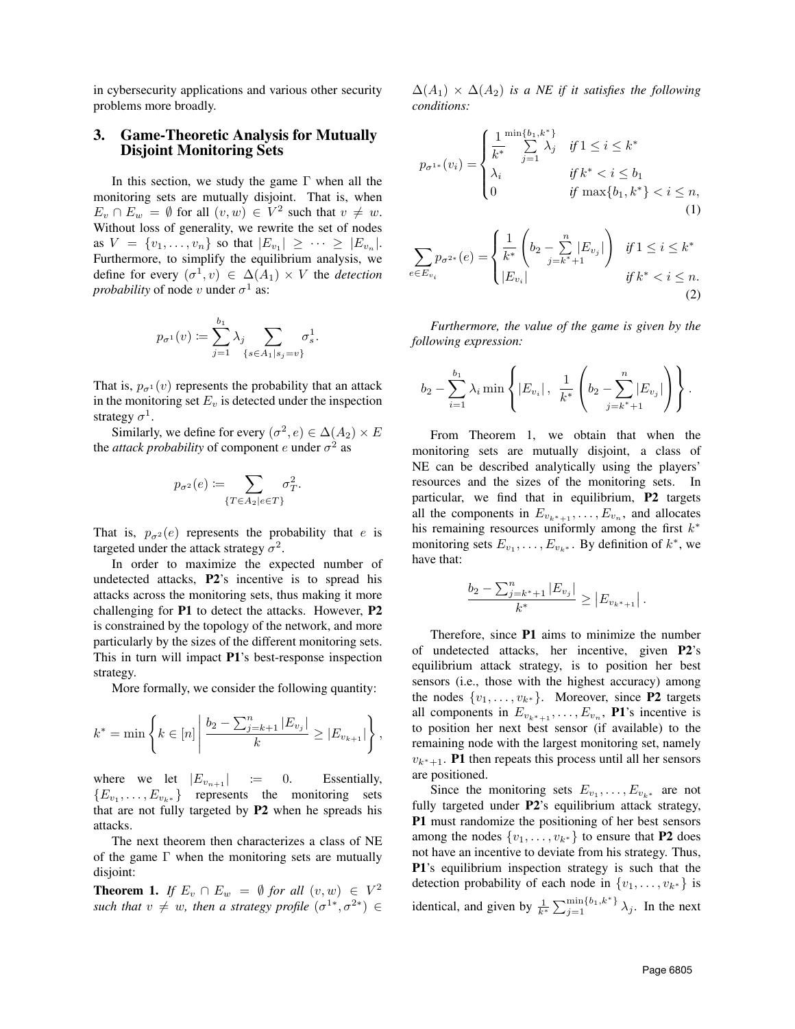in cybersecurity applications and various other security problems more broadly.

## 3. Game-Theoretic Analysis for Mutually Disjoint Monitoring Sets

In this section, we study the game $\Gamma$ when all the monitoring sets are mutually disjoint. That is, when $E_v \cap E_w = \emptyset$ for all $(v, w) \in V^2$ such that $v \neq w$. Without loss of generality, we rewrite the set of nodes as $V = \{v_1, \dots, v_n\}$ so that $|E_{v_1}| \geq \dots \geq |E_{v_n}|$. Furthermore, to simplify the equilibrium analysis, we define for every $(\sigma^1, v) \in \Delta(A_1) \times V$ the *detection probability* of node $v$ under $\sigma^1$ as:

$$p_{\sigma^1}(v) := \sum_{j=1}^{b_1} \lambda_j \sum_{\{s \in A_1 | s_j = v\}} \sigma^1_s.$$

That is, $p_{\sigma^1}(v)$ represents the probability that an attack in the monitoring set $E_v$ is detected under the inspection strategy $\sigma^1$.

Similarly, we define for every $(\sigma^2, e) \in \Delta(A_2) \times E$ the *attack probability* of component $e$ under $\sigma^2$ as

$$p_{\sigma^2}(e) := \sum_{\{T \in A_2 | e \in T\}} \sigma^2_T.$$

That is, $p_{\sigma^2}(e)$ represents the probability that $e$ is targeted under the attack strategy $\sigma^2$.

In order to maximize the expected number of undetected attacks, **P2**'s incentive is to spread his attacks across the monitoring sets, thus making it more challenging for **P1** to detect the attacks. However, **P2** is constrained by the topology of the network, and more particularly by the sizes of the different monitoring sets. This in turn will impact **P1**'s best-response inspection strategy.

More formally, we consider the following quantity:

$$k^* = \min \left\{ k \in [n] \,\middle|\, \frac{b_2 - \sum_{j=k+1}^{n} |E_{v_j}|}{k} \geq |E_{v_{k+1}}| \right\},$$

where we let $|E_{v_{n+1}}| := 0$. Essentially, $\{E_{v_1}, \dots, E_{v_{k^*}}\}$ represents the monitoring sets that are not fully targeted by **P2** when he spreads his attacks.

The next theorem then characterizes a class of NE of the game $\Gamma$ when the monitoring sets are mutually disjoint:

**Theorem 1.** *If $E_v \cap E_w = \emptyset$ for all $(v, w) \in V^2$ such that $v \neq w$, then a strategy profile $(\sigma^{1*}, \sigma^{2*}) \in \Delta(A_1) \times \Delta(A_2)$ is a NE if it satisfies the following conditions:*

$$p_{\sigma^{1*}}(v_i) = \begin{cases} \dfrac{1}{k^*} \displaystyle\sum_{j=1}^{\min\{b_1, k^*\}} \lambda_j & \text{if } 1 \leq i \leq k^* \\ \lambda_i & \text{if } k^* < i \leq b_1 \\ 0 & \text{if } \max\{b_1, k^*\} < i \leq n, \end{cases} \tag{1}$$

$$\sum_{e \in E_{v_i}} p_{\sigma^{2*}}(e) = \begin{cases} \dfrac{1}{k^*} \left( b_2 - \displaystyle\sum_{j=k^*+1}^{n} |E_{v_j}| \right) & \text{if } 1 \leq i \leq k^* \\ |E_{v_i}| & \text{if } k^* < i \leq n. \end{cases} \tag{2}$$

*Furthermore, the value of the game is given by the following expression:*

$$b_2 - \sum_{i=1}^{b_1} \lambda_i \min \left\{ |E_{v_i}|, \; \frac{1}{k^*} \left( b_2 - \sum_{j=k^*+1}^{n} |E_{v_j}| \right) \right\}.$$

From Theorem 1, we obtain that when the monitoring sets are mutually disjoint, a class of NE can be described analytically using the players' resources and the sizes of the monitoring sets. In particular, we find that in equilibrium, **P2** targets all the components in $E_{v_{k^*+1}}, \dots, E_{v_n}$, and allocates his remaining resources uniformly among the first $k^*$ monitoring sets $E_{v_1}, \dots, E_{v_{k^*}}$. By definition of $k^*$, we have that:

$$\frac{b_2 - \sum_{j=k^*+1}^{n} |E_{v_j}|}{k^*} \geq \left| E_{v_{k^*+1}} \right|.$$

Therefore, since **P1** aims to minimize the number of undetected attacks, her incentive, given **P2**'s equilibrium attack strategy, is to position her best sensors (i.e., those with the highest accuracy) among the nodes $\{v_1, \dots, v_{k^*}\}$. Moreover, since **P2** targets all components in $E_{v_{k^*+1}}, \dots, E_{v_n}$, **P1**'s incentive is to position her next best sensor (if available) to the remaining node with the largest monitoring set, namely $v_{k^*+1}$. **P1** then repeats this process until all her sensors are positioned.

Since the monitoring sets $E_{v_1}, \dots, E_{v_{k^*}}$ are not fully targeted under **P2**'s equilibrium attack strategy, **P1** must randomize the positioning of her best sensors among the nodes $\{v_1, \dots, v_{k^*}\}$ to ensure that **P2** does not have an incentive to deviate from his strategy. Thus, **P1**'s equilibrium inspection strategy is such that the detection probability of each node in $\{v_1, \dots, v_{k^*}\}$ is identical, and given by $\frac{1}{k^*} \sum_{j=1}^{\min\{b_1, k^*\}} \lambda_j$. In the next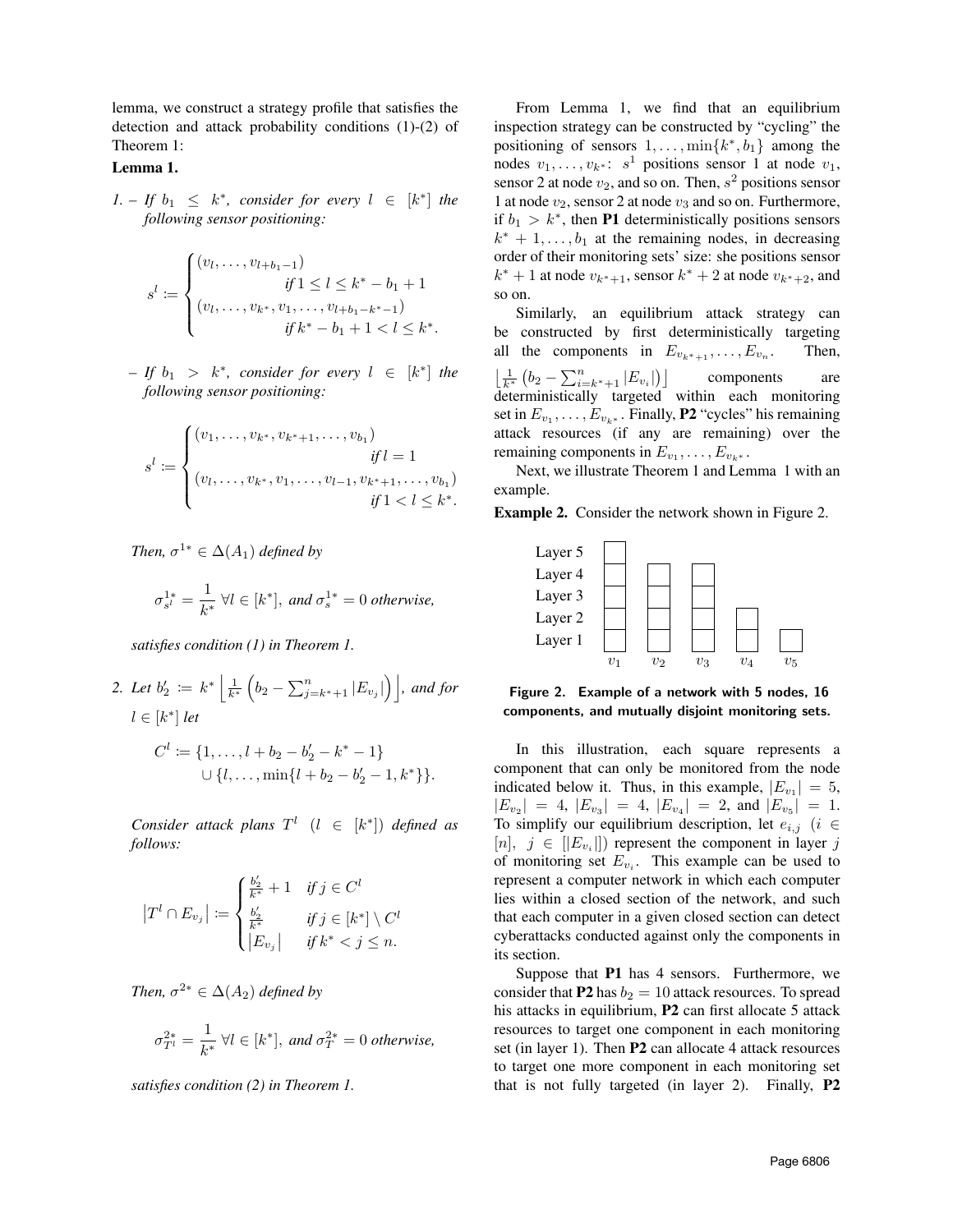lemma, we construct a strategy profile that satisfies the detection and attack probability conditions (1)-(2) of Theorem 1:

**Lemma 1.**

*1. – If $b_1 \leq k^*$, consider for every $l \in [k^*]$ the following sensor positioning:*

$$s^l := \begin{cases} (v_l, \ldots, v_{l+b_1-1}) & \text{if } 1 \leq l \leq k^* - b_1 + 1 \\ (v_l, \ldots, v_{k^*}, v_1, \ldots, v_{l+b_1-k^*-1}) & \text{if } k^* - b_1 + 1 < l \leq k^*. \end{cases}$$

*– If $b_1 > k^*$, consider for every $l \in [k^*]$ the following sensor positioning:*

$$s^l := \begin{cases} (v_1, \ldots, v_{k^*}, v_{k^*+1}, \ldots, v_{b_1}) & \text{if } l = 1 \\ (v_l, \ldots, v_{k^*}, v_1, \ldots, v_{l-1}, v_{k^*+1}, \ldots, v_{b_1}) & \text{if } 1 < l \leq k^*. \end{cases}$$

*Then, $\sigma^{1*} \in \Delta(A_1)$ defined by*

$$\sigma^{1*}_{s^l} = \frac{1}{k^*} \; \forall l \in [k^*], \text{ and } \sigma^{1*}_s = 0 \text{ otherwise},$$

*satisfies condition (1) in Theorem 1.*

*2. Let $b_2' := k^* \left\lfloor \frac{1}{k^*} \left( b_2 - \sum_{j=k^*+1}^n |E_{v_j}| \right) \right\rfloor$, and for $l \in [k^*]$ let*

$$C^l := \{1, \ldots, l + b_2 - b_2' - k^* - 1\} \cup \{l, \ldots, \min\{l + b_2 - b_2' - 1, k^*\}\}.$$

*Consider attack plans $T^l$ ($l \in [k^*]$) defined as follows:*

$$|T^l \cap E_{v_j}| := \begin{cases} \frac{b_2'}{k^*} + 1 & \text{if } j \in C^l \\ \frac{b_2'}{k^*} & \text{if } j \in [k^*] \setminus C^l \\ |E_{v_j}| & \text{if } k^* < j \leq n. \end{cases}$$

*Then, $\sigma^{2*} \in \Delta(A_2)$ defined by*

$$\sigma^{2*}_{T^l} = \frac{1}{k^*} \; \forall l \in [k^*], \text{ and } \sigma^{2*}_T = 0 \text{ otherwise},$$

*satisfies condition (2) in Theorem 1.*

From Lemma 1, we find that an equilibrium inspection strategy can be constructed by "cycling" the positioning of sensors $1, \ldots, \min\{k^*, b_1\}$ among the nodes $v_1, \ldots, v_{k^*}$: $s^1$ positions sensor 1 at node $v_1$, sensor 2 at node $v_2$, and so on. Then, $s^2$ positions sensor 1 at node $v_2$, sensor 2 at node $v_3$ and so on. Furthermore, if $b_1 > k^*$, then **P1** deterministically positions sensors $k^* + 1, \ldots, b_1$ at the remaining nodes, in decreasing order of their monitoring sets' size: she positions sensor $k^* + 1$ at node $v_{k^*+1}$, sensor $k^* + 2$ at node $v_{k^*+2}$, and so on.

Similarly, an equilibrium attack strategy can be constructed by first deterministically targeting all the components in $E_{v_{k^*+1}}, \ldots, E_{v_n}$. Then, $\left\lfloor \frac{1}{k^*} \left( b_2 - \sum_{i=k^*+1}^n |E_{v_i}| \right) \right\rfloor$ components are deterministically targeted within each monitoring set in $E_{v_1}, \ldots, E_{v_{k^*}}$. Finally, **P2** "cycles" his remaining attack resources (if any are remaining) over the remaining components in $E_{v_1}, \ldots, E_{v_{k^*}}$.

Next, we illustrate Theorem 1 and Lemma 1 with an example.

**Example 2.** Consider the network shown in Figure 2.

**Figure 2. Example of a network with 5 nodes, 16 components, and mutually disjoint monitoring sets.**

In this illustration, each square represents a component that can only be monitored from the node indicated below it. Thus, in this example, $|E_{v_1}| = 5$, $|E_{v_2}| = 4$, $|E_{v_3}| = 4$, $|E_{v_4}| = 2$, and $|E_{v_5}| = 1$. To simplify our equilibrium description, let $e_{i,j}$ ($i \in [n]$, $j \in [|E_{v_i}|]$) represent the component in layer $j$ of monitoring set $E_{v_i}$. This example can be used to represent a computer network in which each computer lies within a closed section of the network, and such that each computer in a given closed section can detect cyberattacks conducted against only the components in its section.

Suppose that **P1** has 4 sensors. Furthermore, we consider that **P2** has $b_2 = 10$ attack resources. To spread his attacks in equilibrium, **P2** can first allocate 5 attack resources to target one component in each monitoring set (in layer 1). Then **P2** can allocate 4 attack resources to target one more component in each monitoring set that is not fully targeted (in layer 2). Finally, **P2**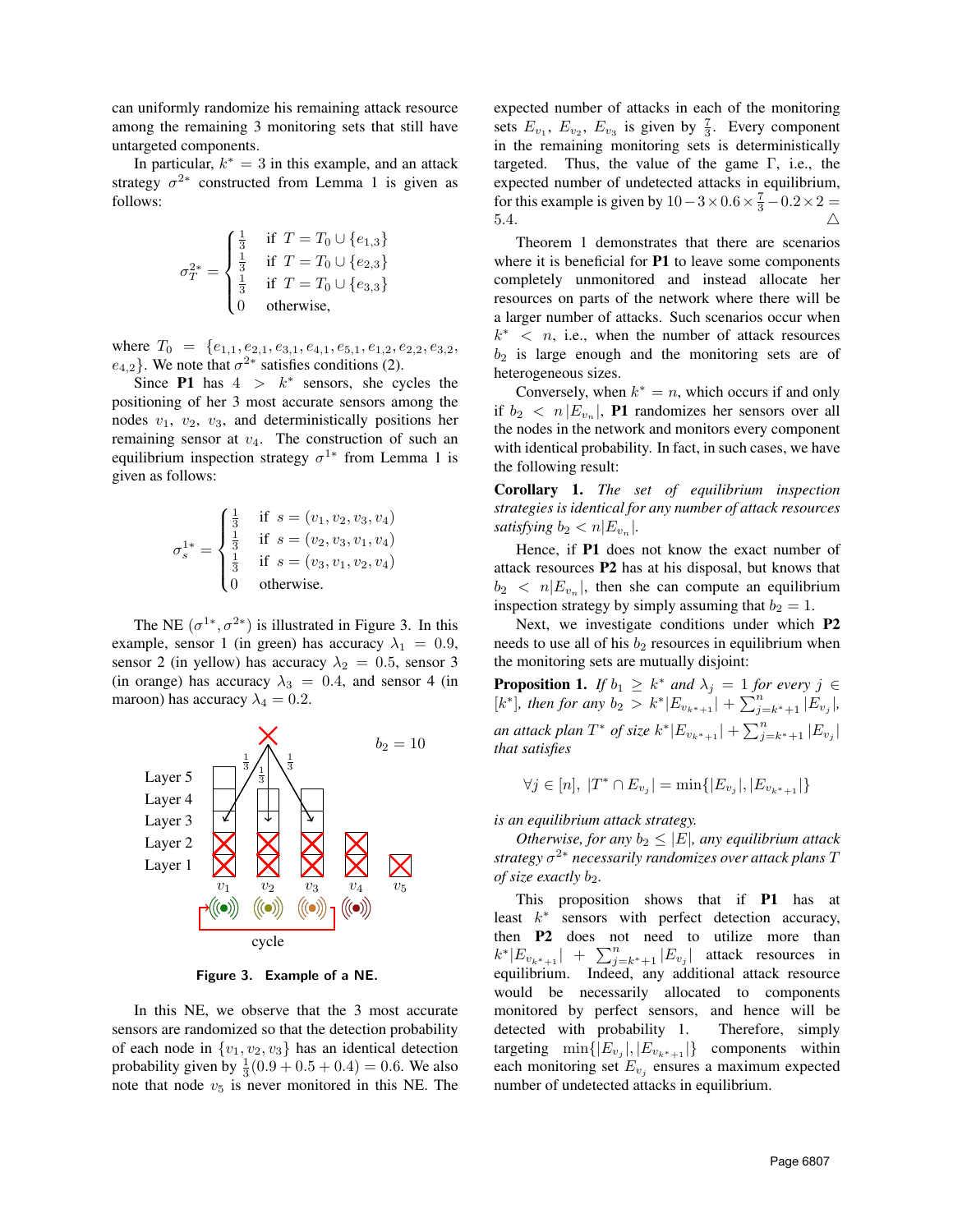can uniformly randomize his remaining attack resource among the remaining 3 monitoring sets that still have untargeted components.

In particular, $k^* = 3$ in this example, and an attack strategy $\sigma^{2*}$ constructed from Lemma 1 is given as follows:

$$\sigma^{2*}_T = \begin{cases} \frac{1}{3} & \text{if } T = T_0 \cup \{e_{1,3}\} \\ \frac{1}{3} & \text{if } T = T_0 \cup \{e_{2,3}\} \\ \frac{1}{3} & \text{if } T = T_0 \cup \{e_{3,3}\} \\ 0 & \text{otherwise,} \end{cases}$$

where $T_0 = \{e_{1,1}, e_{2,1}, e_{3,1}, e_{4,1}, e_{5,1}, e_{1,2}, e_{2,2}, e_{3,2}, e_{4,2}\}$. We note that $\sigma^{2*}$ satisfies conditions (2).

Since **P1** has $4 > k^*$ sensors, she cycles the positioning of her 3 most accurate sensors among the nodes $v_1$, $v_2$, $v_3$, and deterministically positions her remaining sensor at $v_4$. The construction of such an equilibrium inspection strategy $\sigma^{1*}$ from Lemma 1 is given as follows:

$$\sigma^{1*}_s = \begin{cases} \frac{1}{3} & \text{if } s = (v_1, v_2, v_3, v_4) \\ \frac{1}{3} & \text{if } s = (v_2, v_3, v_1, v_4) \\ \frac{1}{3} & \text{if } s = (v_3, v_1, v_2, v_4) \\ 0 & \text{otherwise.} \end{cases}$$

The NE $(\sigma^{1*}, \sigma^{2*})$ is illustrated in Figure 3. In this example, sensor 1 (in green) has accuracy $\lambda_1 = 0.9$, sensor 2 (in yellow) has accuracy $\lambda_2 = 0.5$, sensor 3 (in orange) has accuracy $\lambda_3 = 0.4$, and sensor 4 (in maroon) has accuracy $\lambda_4 = 0.2$.

**Figure 3. Example of a NE.**

In this NE, we observe that the 3 most accurate sensors are randomized so that the detection probability of each node in $\{v_1, v_2, v_3\}$ has an identical detection probability given by $\frac{1}{3}(0.9 + 0.5 + 0.4) = 0.6$. We also note that node $v_5$ is never monitored in this NE. The expected number of attacks in each of the monitoring sets $E_{v_1}$, $E_{v_2}$, $E_{v_3}$ is given by $\frac{7}{3}$. Every component in the remaining monitoring sets is deterministically targeted. Thus, the value of the game $\Gamma$, i.e., the expected number of undetected attacks in equilibrium, for this example is given by $10 - 3 \times 0.6 \times \frac{7}{3} - 0.2 \times 2 = 5.4$. △

Theorem 1 demonstrates that there are scenarios where it is beneficial for **P1** to leave some components completely unmonitored and instead allocate her resources on parts of the network where there will be a larger number of attacks. Such scenarios occur when $k^* < n$, i.e., when the number of attack resources $b_2$ is large enough and the monitoring sets are of heterogeneous sizes.

Conversely, when $k^* = n$, which occurs if and only if $b_2 < n|E_{v_n}|$, **P1** randomizes her sensors over all the nodes in the network and monitors every component with identical probability. In fact, in such cases, we have the following result:

**Corollary 1.** *The set of equilibrium inspection strategies is identical for any number of attack resources satisfying $b_2 < n|E_{v_n}|$.*

Hence, if **P1** does not know the exact number of attack resources **P2** has at his disposal, but knows that $b_2 < n|E_{v_n}|$, then she can compute an equilibrium inspection strategy by simply assuming that $b_2 = 1$.

Next, we investigate conditions under which **P2** needs to use all of his $b_2$ resources in equilibrium when the monitoring sets are mutually disjoint:

**Proposition 1.** *If $b_1 \geq k^*$ and $\lambda_j = 1$ for every $j \in [k^*]$, then for any $b_2 > k^*|E_{v_{k^*+1}}| + \sum_{j=k^*+1}^{n} |E_{v_j}|$, an attack plan $T^*$ of size $k^*|E_{v_{k^*+1}}| + \sum_{j=k^*+1}^{n} |E_{v_j}|$ that satisfies*

$$\forall j \in [n], \ |T^* \cap E_{v_j}| = \min\{|E_{v_j}|, |E_{v_{k^*+1}}|\}$$

*is an equilibrium attack strategy.*

*Otherwise, for any $b_2 \leq |E|$, any equilibrium attack strategy $\sigma^{2*}$ necessarily randomizes over attack plans $T$ of size exactly $b_2$.*

This proposition shows that if **P1** has at least $k^*$ sensors with perfect detection accuracy, then **P2** does not need to utilize more than $k^*|E_{v_{k^*+1}}| + \sum_{j=k^*+1}^{n} |E_{v_j}|$ attack resources in equilibrium. Indeed, any additional attack resource would be necessarily allocated to components monitored by perfect sensors, and hence will be detected with probability 1. Therefore, simply targeting $\min\{|E_{v_j}|, |E_{v_{k^*+1}}|\}$ components within each monitoring set $E_{v_j}$ ensures a maximum expected number of undetected attacks in equilibrium.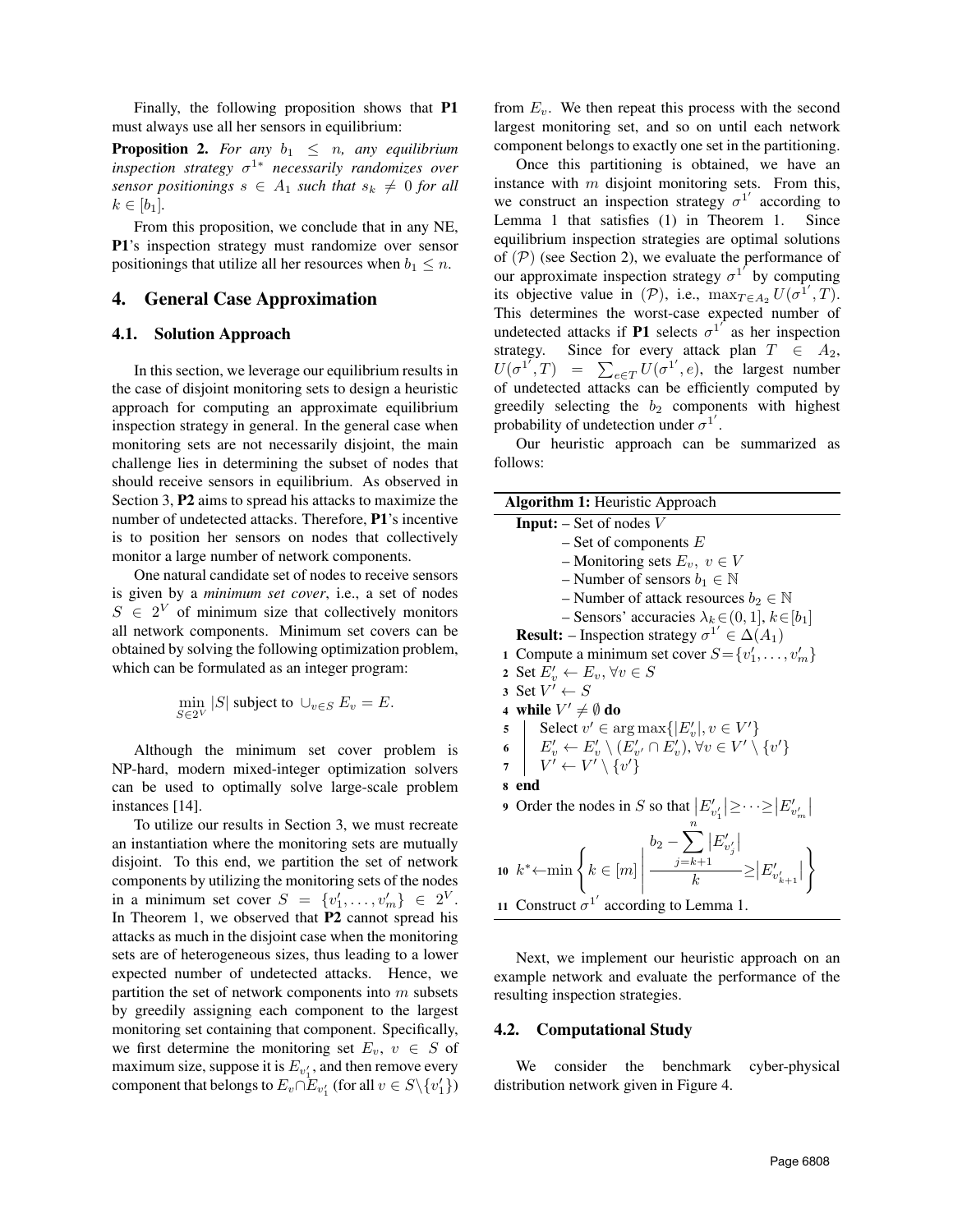Finally, the following proposition shows that **P1** must always use all her sensors in equilibrium:

**Proposition 2.** *For any $b_1 \leq n$, any equilibrium inspection strategy $\sigma^{1*}$ necessarily randomizes over sensor positionings $s \in A_1$ such that $s_k \neq 0$ for all $k \in [b_1]$.*

From this proposition, we conclude that in any NE, **P1**'s inspection strategy must randomize over sensor positionings that utilize all her resources when $b_1 \leq n$.

## 4. General Case Approximation

### 4.1. Solution Approach

In this section, we leverage our equilibrium results in the case of disjoint monitoring sets to design a heuristic approach for computing an approximate equilibrium inspection strategy in general. In the general case when monitoring sets are not necessarily disjoint, the main challenge lies in determining the subset of nodes that should receive sensors in equilibrium. As observed in Section 3, **P2** aims to spread his attacks to maximize the number of undetected attacks. Therefore, **P1**'s incentive is to position her sensors on nodes that collectively monitor a large number of network components.

One natural candidate set of nodes to receive sensors is given by a *minimum set cover*, i.e., a set of nodes $S \in 2^V$ of minimum size that collectively monitors all network components. Minimum set covers can be obtained by solving the following optimization problem, which can be formulated as an integer program:

$$\min_{S \in 2^V} |S| \text{ subject to } \cup_{v \in S} E_v = E.$$

Although the minimum set cover problem is NP-hard, modern mixed-integer optimization solvers can be used to optimally solve large-scale problem instances [14].

To utilize our results in Section 3, we must recreate an instantiation where the monitoring sets are mutually disjoint. To this end, we partition the set of network components by utilizing the monitoring sets of the nodes in a minimum set cover $S = \{v_1', \dots, v_m'\} \in 2^V$. In Theorem 1, we observed that **P2** cannot spread his attacks as much in the disjoint case when the monitoring sets are of heterogeneous sizes, thus leading to a lower expected number of undetected attacks. Hence, we partition the set of network components into $m$ subsets by greedily assigning each component to the largest monitoring set containing that component. Specifically, we first determine the monitoring set $E_v$, $v \in S$ of maximum size, suppose it is $E_{v_1'}$, and then remove every component that belongs to $E_v \cap E_{v_1'}$ (for all $v \in S \setminus \{v_1'\}$) from $E_v$. We then repeat this process with the second largest monitoring set, and so on until each network component belongs to exactly one set in the partitioning.

Once this partitioning is obtained, we have an instance with $m$ disjoint monitoring sets. From this, we construct an inspection strategy $\sigma^{1'}$ according to Lemma 1 that satisfies (1) in Theorem 1. Since equilibrium inspection strategies are optimal solutions of $(\mathcal{P})$ (see Section 2), we evaluate the performance of our approximate inspection strategy $\sigma^{1'}$ by computing its objective value in $(\mathcal{P})$, i.e., $\max_{T \in A_2} U(\sigma^{1'}, T)$. This determines the worst-case expected number of undetected attacks if **P1** selects $\sigma^{1'}$ as her inspection strategy. Since for every attack plan $T \in A_2$, $U(\sigma^{1'}, T) = \sum_{e \in T} U(\sigma^{1'}, e)$, the largest number of undetected attacks can be efficiently computed by greedily selecting the $b_2$ components with highest probability of undetection under $\sigma^{1'}$.

Our heuristic approach can be summarized as follows:

```
Algorithm 1: Heuristic Approach
Input: – Set of nodes V
       – Set of components E
       – Monitoring sets E_v, v ∈ V
       – Number of sensors b_1 ∈ ℕ
       – Number of attack resources b_2 ∈ ℕ
       – Sensors' accuracies λ_k ∈ (0,1], k ∈ [b_1]
Result: – Inspection strategy σ^{1'} ∈ Δ(A_1)
1  Compute a minimum set cover S = {v'_1, ..., v'_m}
2  Set E'_v ← E_v, ∀v ∈ S
3  Set V' ← S
4  while V' ≠ ∅ do
5      Select v' ∈ argmax{|E'_v|, v ∈ V'}
6      E'_v ← E'_v \ (E'_{v'} ∩ E'_v), ∀v ∈ V' \ {v'}
7      V' ← V' \ {v'}
8  end
9  Order the nodes in S so that |E'_{v'_1}| ≥ ··· ≥ |E'_{v'_m}|
10 k* ← min{ k ∈ [m] | (b_2 − Σ_{j=k+1}^{n} |E'_{v'_j}|) / k ≥ |E'_{v'_{k+1}}| }
11 Construct σ^{1'} according to Lemma 1.
```

Next, we implement our heuristic approach on an example network and evaluate the performance of the resulting inspection strategies.

### 4.2. Computational Study

We consider the benchmark cyber-physical distribution network given in Figure 4.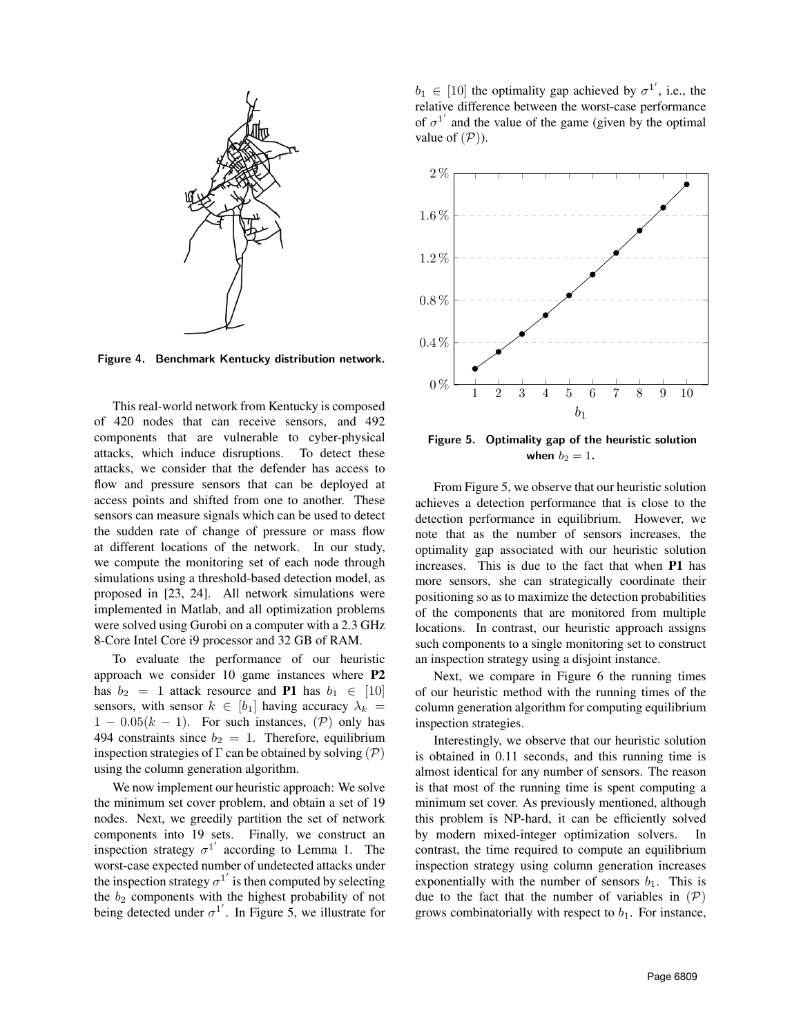Figure 4. Benchmark Kentucky distribution network.

This real-world network from Kentucky is composed of 420 nodes that can receive sensors, and 492 components that are vulnerable to cyber-physical attacks, which induce disruptions. To detect these attacks, we consider that the defender has access to flow and pressure sensors that can be deployed at access points and shifted from one to another. These sensors can measure signals which can be used to detect the sudden rate of change of pressure or mass flow at different locations of the network. In our study, we compute the monitoring set of each node through simulations using a threshold-based detection model, as proposed in [23, 24]. All network simulations were implemented in Matlab, and all optimization problems were solved using Gurobi on a computer with a 2.3 GHz 8-Core Intel Core i9 processor and 32 GB of RAM.

To evaluate the performance of our heuristic approach we consider 10 game instances where **P2** has $b_2 = 1$ attack resource and **P1** has $b_1 \in [10]$ sensors, with sensor $k \in [b_1]$ having accuracy $\lambda_k = 1 - 0.05(k-1)$. For such instances, $(\mathcal{P})$ only has 494 constraints since $b_2 = 1$. Therefore, equilibrium inspection strategies of $\Gamma$ can be obtained by solving $(\mathcal{P})$ using the column generation algorithm.

We now implement our heuristic approach: We solve the minimum set cover problem, and obtain a set of 19 nodes. Next, we greedily partition the set of network components into 19 sets. Finally, we construct an inspection strategy $\sigma^{1'}$ according to Lemma 1. The worst-case expected number of undetected attacks under the inspection strategy $\sigma^{1'}$ is then computed by selecting the $b_2$ components with the highest probability of not being detected under $\sigma^{1'}$. In Figure 5, we illustrate for $b_1 \in [10]$ the optimality gap achieved by $\sigma^{1'}$, i.e., the relative difference between the worst-case performance of $\sigma^{1'}$ and the value of the game (given by the optimal value of $(\mathcal{P})$).

Figure 5. Optimality gap of the heuristic solution when $b_2 = 1$.

From Figure 5, we observe that our heuristic solution achieves a detection performance that is close to the detection performance in equilibrium. However, we note that as the number of sensors increases, the optimality gap associated with our heuristic solution increases. This is due to the fact that when **P1** has more sensors, she can strategically coordinate their positioning so as to maximize the detection probabilities of the components that are monitored from multiple locations. In contrast, our heuristic approach assigns such components to a single monitoring set to construct an inspection strategy using a disjoint instance.

Next, we compare in Figure 6 the running times of our heuristic method with the running times of the column generation algorithm for computing equilibrium inspection strategies.

Interestingly, we observe that our heuristic solution is obtained in 0.11 seconds, and this running time is almost identical for any number of sensors. The reason is that most of the running time is spent computing a minimum set cover. As previously mentioned, although this problem is NP-hard, it can be efficiently solved by modern mixed-integer optimization solvers. In contrast, the time required to compute an equilibrium inspection strategy using column generation increases exponentially with the number of sensors $b_1$. This is due to the fact that the number of variables in $(\mathcal{P})$ grows combinatorially with respect to $b_1$. For instance,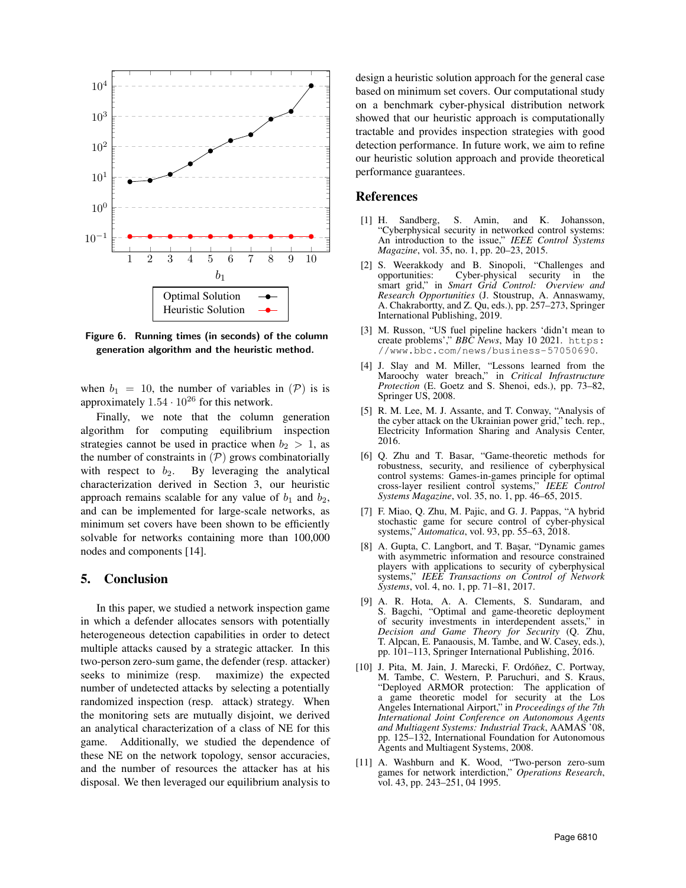Figure 6. Running times (in seconds) of the column generation algorithm and the heuristic method.

when $b_1 = 10$, the number of variables in $(\mathcal{P})$ is is approximately $1.54 \cdot 10^{26}$ for this network.

Finally, we note that the column generation algorithm for computing equilibrium inspection strategies cannot be used in practice when $b_2 > 1$, as the number of constraints in $(\mathcal{P})$ grows combinatorially with respect to $b_2$. By leveraging the analytical characterization derived in Section 3, our heuristic approach remains scalable for any value of $b_1$ and $b_2$, and can be implemented for large-scale networks, as minimum set covers have been shown to be efficiently solvable for networks containing more than 100,000 nodes and components [14].

## 5. Conclusion

In this paper, we studied a network inspection game in which a defender allocates sensors with potentially heterogeneous detection capabilities in order to detect multiple attacks caused by a strategic attacker. In this two-person zero-sum game, the defender (resp. attacker) seeks to minimize (resp. maximize) the expected number of undetected attacks by selecting a potentially randomized inspection (resp. attack) strategy. When the monitoring sets are mutually disjoint, we derived an analytical characterization of a class of NE for this game. Additionally, we studied the dependence of these NE on the network topology, sensor accuracies, and the number of resources the attacker has at his disposal. We then leveraged our equilibrium analysis to design a heuristic solution approach for the general case based on minimum set covers. Our computational study on a benchmark cyber-physical distribution network showed that our heuristic approach is computationally tractable and provides inspection strategies with good detection performance. In future work, we aim to refine our heuristic solution approach and provide theoretical performance guarantees.

## References

[1] H. Sandberg, S. Amin, and K. Johansson, "Cyberphysical security in networked control systems: An introduction to the issue," *IEEE Control Systems Magazine*, vol. 35, no. 1, pp. 20–23, 2015.

[2] S. Weerakkody and B. Sinopoli, "Challenges and opportunities: Cyber-physical security in the smart grid," in *Smart Grid Control: Overview and Research Opportunities* (J. Stoustrup, A. Annaswamy, A. Chakrabortty, and Z. Qu, eds.), pp. 257–273, Springer International Publishing, 2019.

[3] M. Russon, "US fuel pipeline hackers 'didn't mean to create problems'," *BBC News*, May 10 2021. https://www.bbc.com/news/business-57050690.

[4] J. Slay and M. Miller, "Lessons learned from the Maroochy water breach," in *Critical Infrastructure Protection* (E. Goetz and S. Shenoi, eds.), pp. 73–82, Springer US, 2008.

[5] R. M. Lee, M. J. Assante, and T. Conway, "Analysis of the cyber attack on the Ukrainian power grid," tech. rep., Electricity Information Sharing and Analysis Center, 2016.

[6] Q. Zhu and T. Basar, "Game-theoretic methods for robustness, security, and resilience of cyberphysical control systems: Games-in-games principle for optimal cross-layer resilient control systems," *IEEE Control Systems Magazine*, vol. 35, no. 1, pp. 46–65, 2015.

[7] F. Miao, Q. Zhu, M. Pajic, and G. J. Pappas, "A hybrid stochastic game for secure control of cyber-physical systems," *Automatica*, vol. 93, pp. 55–63, 2018.

[8] A. Gupta, C. Langbort, and T. Başar, "Dynamic games with asymmetric information and resource constrained players with applications to security of cyberphysical systems," *IEEE Transactions on Control of Network Systems*, vol. 4, no. 1, pp. 71–81, 2017.

[9] A. R. Hota, A. A. Clements, S. Sundaram, and S. Bagchi, "Optimal and game-theoretic deployment of security investments in interdependent assets," in *Decision and Game Theory for Security* (Q. Zhu, T. Alpcan, E. Panaousis, M. Tambe, and W. Casey, eds.), pp. 101–113, Springer International Publishing, 2016.

[10] J. Pita, M. Jain, J. Marecki, F. Ordóñez, C. Portway, M. Tambe, C. Western, P. Paruchuri, and S. Kraus, "Deployed ARMOR protection: The application of a game theoretic model for security at the Los Angeles International Airport," in *Proceedings of the 7th International Joint Conference on Autonomous Agents and Multiagent Systems: Industrial Track*, AAMAS '08, pp. 125–132, International Foundation for Autonomous Agents and Multiagent Systems, 2008.

[11] A. Washburn and K. Wood, "Two-person zero-sum games for network interdiction," *Operations Research*, vol. 43, pp. 243–251, 04 1995.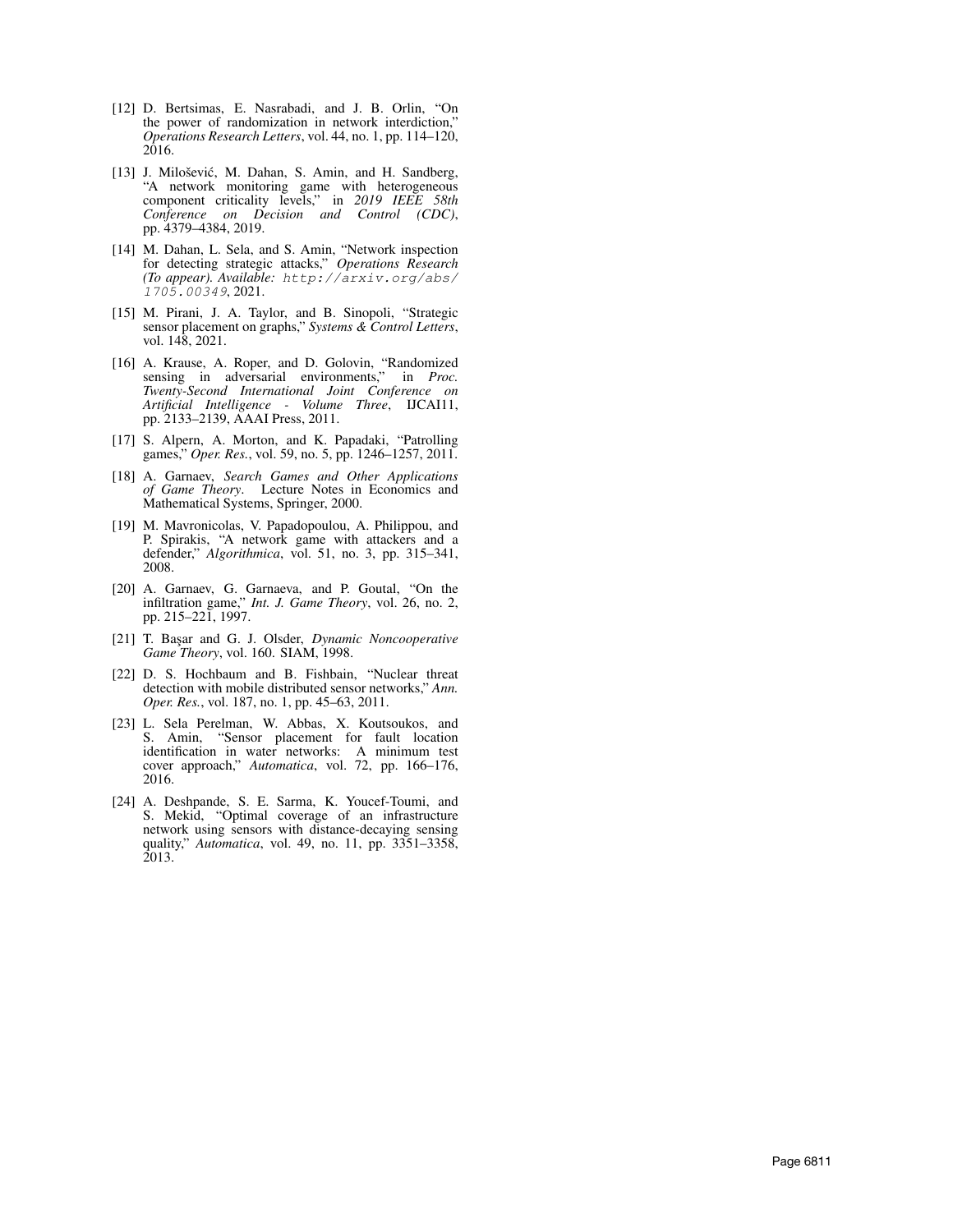[12] D. Bertsimas, E. Nasrabadi, and J. B. Orlin, "On the power of randomization in network interdiction," *Operations Research Letters*, vol. 44, no. 1, pp. 114–120, 2016.

[13] J. Milošević, M. Dahan, S. Amin, and H. Sandberg, "A network monitoring game with heterogeneous component criticality levels," in *2019 IEEE 58th Conference on Decision and Control (CDC)*, pp. 4379–4384, 2019.

[14] M. Dahan, L. Sela, and S. Amin, "Network inspection for detecting strategic attacks," *Operations Research (To appear). Available:* `http://arxiv.org/abs/1705.00349`, 2021.

[15] M. Pirani, J. A. Taylor, and B. Sinopoli, "Strategic sensor placement on graphs," *Systems & Control Letters*, vol. 148, 2021.

[16] A. Krause, A. Roper, and D. Golovin, "Randomized sensing in adversarial environments," in *Proc. Twenty-Second International Joint Conference on Artificial Intelligence - Volume Three*, IJCAI11, pp. 2133–2139, AAAI Press, 2011.

[17] S. Alpern, A. Morton, and K. Papadaki, "Patrolling games," *Oper. Res.*, vol. 59, no. 5, pp. 1246–1257, 2011.

[18] A. Garnaev, *Search Games and Other Applications of Game Theory*. Lecture Notes in Economics and Mathematical Systems, Springer, 2000.

[19] M. Mavronicolas, V. Papadopoulou, A. Philippou, and P. Spirakis, "A network game with attackers and a defender," *Algorithmica*, vol. 51, no. 3, pp. 315–341, 2008.

[20] A. Garnaev, G. Garnaeva, and P. Goutal, "On the infiltration game," *Int. J. Game Theory*, vol. 26, no. 2, pp. 215–221, 1997.

[21] T. Başar and G. J. Olsder, *Dynamic Noncooperative Game Theory*, vol. 160. SIAM, 1998.

[22] D. S. Hochbaum and B. Fishbain, "Nuclear threat detection with mobile distributed sensor networks," *Ann. Oper. Res.*, vol. 187, no. 1, pp. 45–63, 2011.

[23] L. Sela Perelman, W. Abbas, X. Koutsoukos, and S. Amin, "Sensor placement for fault location identification in water networks: A minimum test cover approach," *Automatica*, vol. 72, pp. 166–176, 2016.

[24] A. Deshpande, S. E. Sarma, K. Youcef-Toumi, and S. Mekid, "Optimal coverage of an infrastructure network using sensors with distance-decaying sensing quality," *Automatica*, vol. 49, no. 11, pp. 3351–3358, 2013.